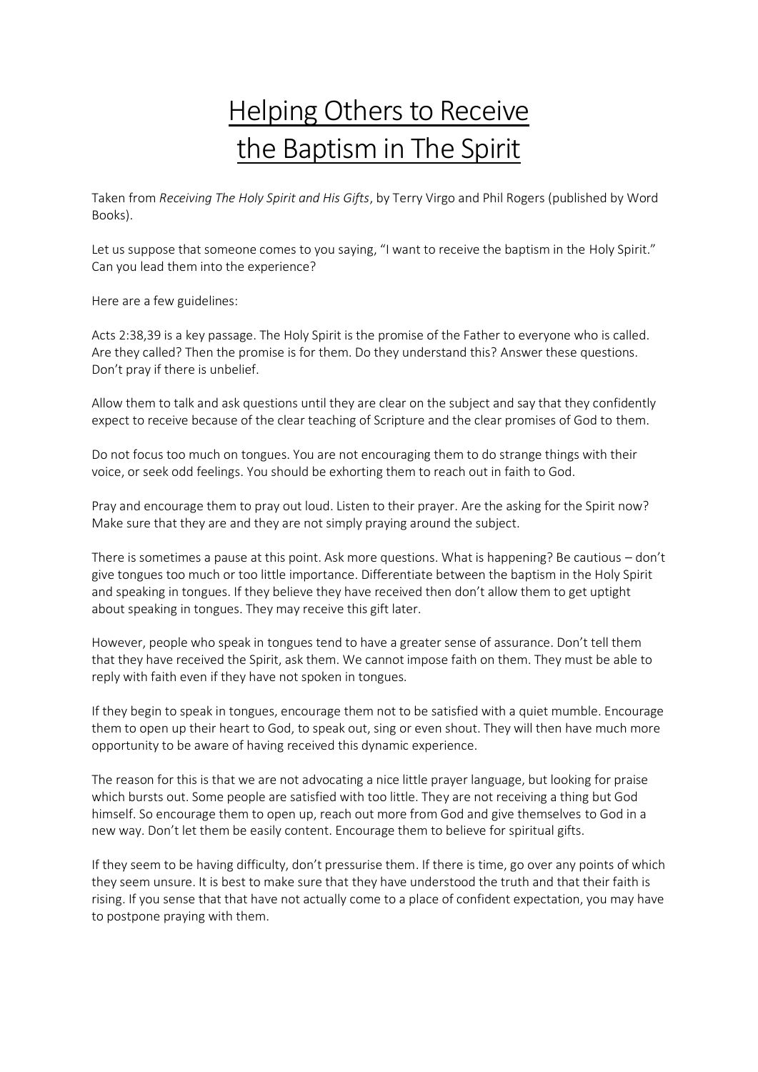# Helping Others to Receive the Baptism in The Spirit

Taken from *Receiving The Holy Spirit and His Gifts*, by Terry Virgo and Phil Rogers (published by Word Books).

Let us suppose that someone comes to you saying, "I want to receive the baptism in the Holy Spirit." Can you lead them into the experience?

Here are a few guidelines:

Acts 2:38,39 is a key passage. The Holy Spirit is the promise of the Father to everyone who is called. Are they called? Then the promise is for them. Do they understand this? Answer these questions. Don't pray if there is unbelief.

Allow them to talk and ask questions until they are clear on the subject and say that they confidently expect to receive because of the clear teaching of Scripture and the clear promises of God to them.

Do not focus too much on tongues. You are not encouraging them to do strange things with their voice, or seek odd feelings. You should be exhorting them to reach out in faith to God.

Pray and encourage them to pray out loud. Listen to their prayer. Are the asking for the Spirit now? Make sure that they are and they are not simply praying around the subject.

There is sometimes a pause at this point. Ask more questions. What is happening? Be cautious – don't give tongues too much or too little importance. Differentiate between the baptism in the Holy Spirit and speaking in tongues. If they believe they have received then don't allow them to get uptight about speaking in tongues. They may receive this gift later.

However, people who speak in tongues tend to have a greater sense of assurance. Don't tell them that they have received the Spirit, ask them. We cannot impose faith on them. They must be able to reply with faith even if they have not spoken in tongues.

If they begin to speak in tongues, encourage them not to be satisfied with a quiet mumble. Encourage them to open up their heart to God, to speak out, sing or even shout. They will then have much more opportunity to be aware of having received this dynamic experience.

The reason for this is that we are not advocating a nice little prayer language, but looking for praise which bursts out. Some people are satisfied with too little. They are not receiving a thing but God himself. So encourage them to open up, reach out more from God and give themselves to God in a new way. Don't let them be easily content. Encourage them to believe for spiritual gifts.

If they seem to be having difficulty, don't pressurise them. If there is time, go over any points of which they seem unsure. It is best to make sure that they have understood the truth and that their faith is rising. If you sense that that have not actually come to a place of confident expectation, you may have to postpone praying with them.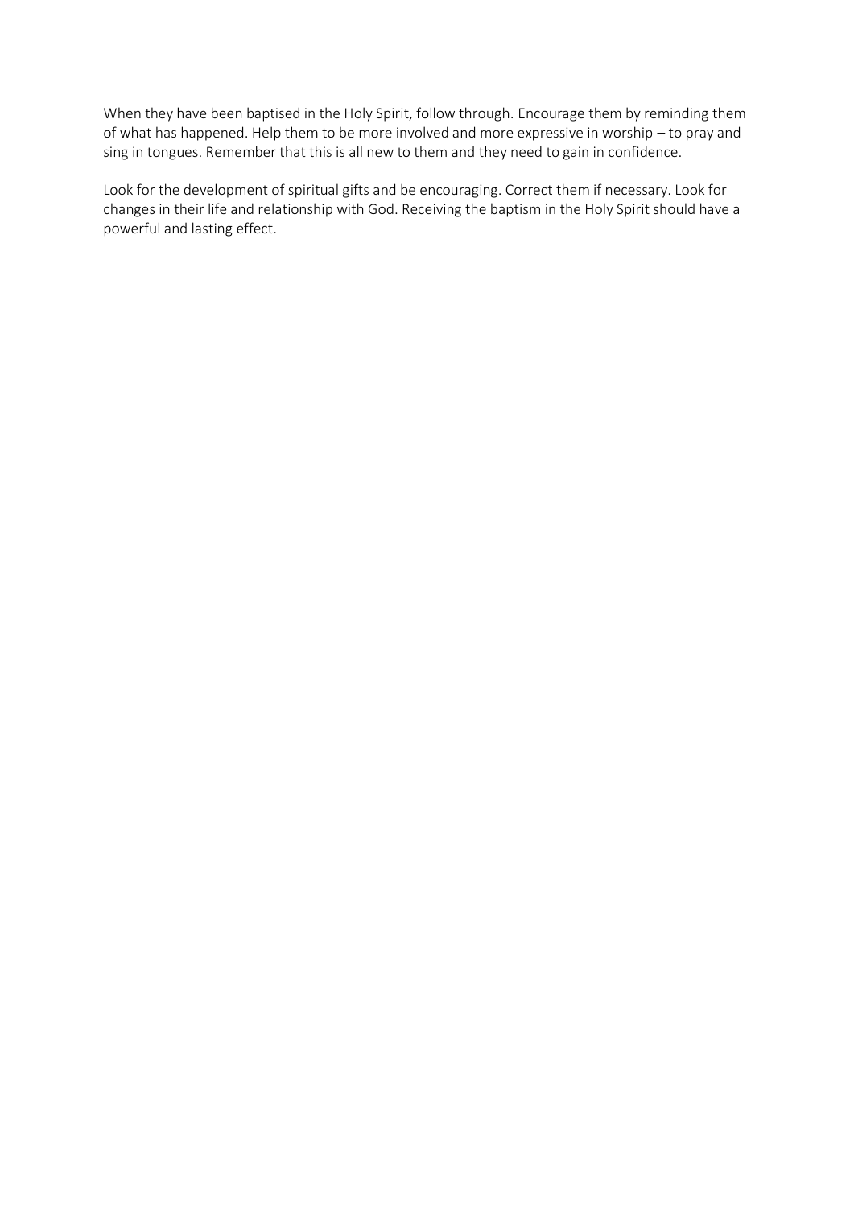When they have been baptised in the Holy Spirit, follow through. Encourage them by reminding them of what has happened. Help them to be more involved and more expressive in worship – to pray and sing in tongues. Remember that this is all new to them and they need to gain in confidence.

Look for the development of spiritual gifts and be encouraging. Correct them if necessary. Look for changes in their life and relationship with God. Receiving the baptism in the Holy Spirit should have a powerful and lasting effect.